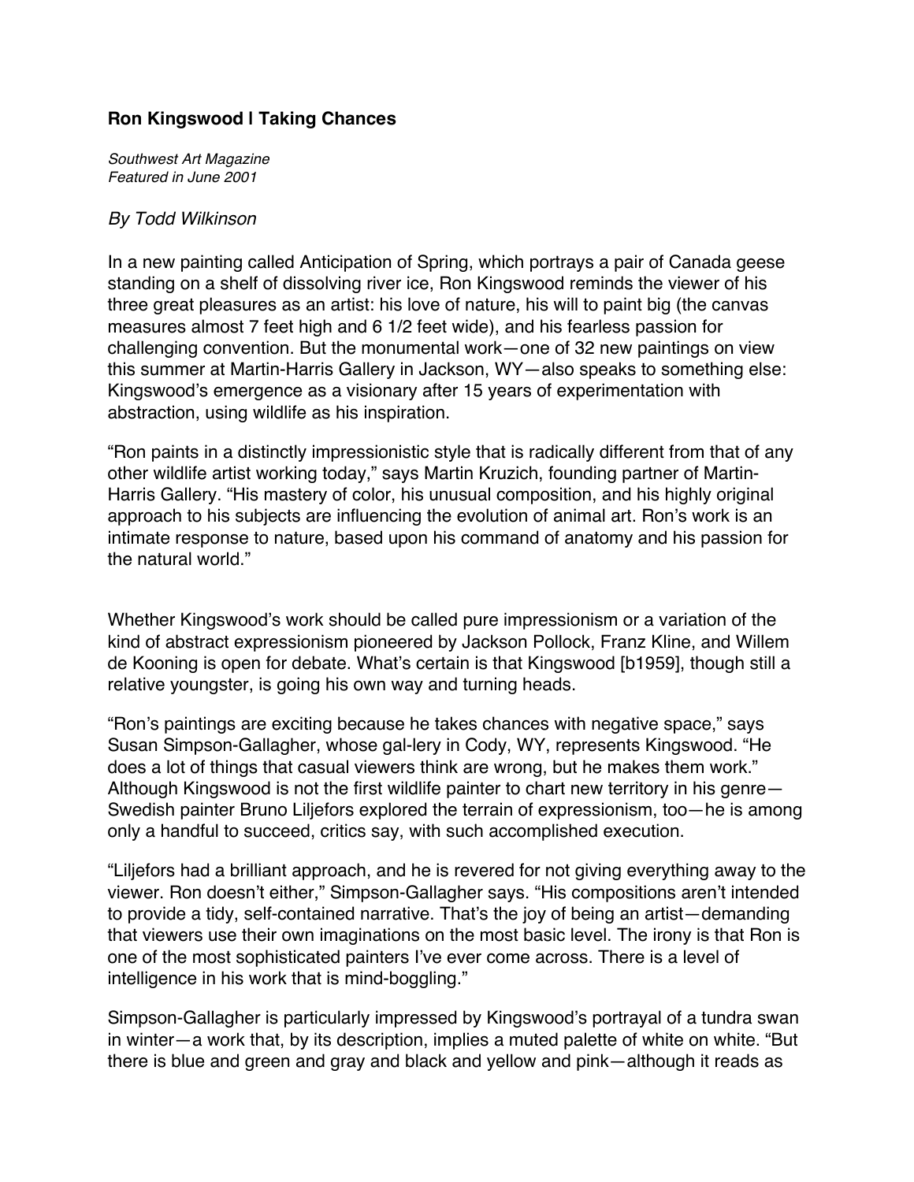**Ron Kingswood | Taking Chances**

*Southwest Art Magazine*
*Featured in June 2001*

*By Todd Wilkinson*

In a new painting called Anticipation of Spring, which portrays a pair of Canada geese standing on a shelf of dissolving river ice, Ron Kingswood reminds the viewer of his three great pleasures as an artist: his love of nature, his will to paint big (the canvas measures almost 7 feet high and 6 1/2 feet wide), and his fearless passion for challenging convention. But the monumental work—one of 32 new paintings on view this summer at Martin-Harris Gallery in Jackson, WY—also speaks to something else: Kingswood's emergence as a visionary after 15 years of experimentation with abstraction, using wildlife as his inspiration.

"Ron paints in a distinctly impressionistic style that is radically different from that of any other wildlife artist working today," says Martin Kruzich, founding partner of Martin-Harris Gallery. "His mastery of color, his unusual composition, and his highly original approach to his subjects are influencing the evolution of animal art. Ron's work is an intimate response to nature, based upon his command of anatomy and his passion for the natural world."

Whether Kingswood's work should be called pure impressionism or a variation of the kind of abstract expressionism pioneered by Jackson Pollock, Franz Kline, and Willem de Kooning is open for debate. What's certain is that Kingswood [b1959], though still a relative youngster, is going his own way and turning heads.

"Ron's paintings are exciting because he takes chances with negative space," says Susan Simpson-Gallagher, whose gal-lery in Cody, WY, represents Kingswood. "He does a lot of things that casual viewers think are wrong, but he makes them work." Although Kingswood is not the first wildlife painter to chart new territory in his genre—Swedish painter Bruno Liljefors explored the terrain of expressionism, too—he is among only a handful to succeed, critics say, with such accomplished execution.

"Liljefors had a brilliant approach, and he is revered for not giving everything away to the viewer. Ron doesn't either," Simpson-Gallagher says. "His compositions aren't intended to provide a tidy, self-contained narrative. That's the joy of being an artist—demanding that viewers use their own imaginations on the most basic level. The irony is that Ron is one of the most sophisticated painters I've ever come across. There is a level of intelligence in his work that is mind-boggling."

Simpson-Gallagher is particularly impressed by Kingswood's portrayal of a tundra swan in winter—a work that, by its description, implies a muted palette of white on white. "But there is blue and green and gray and black and yellow and pink—although it reads as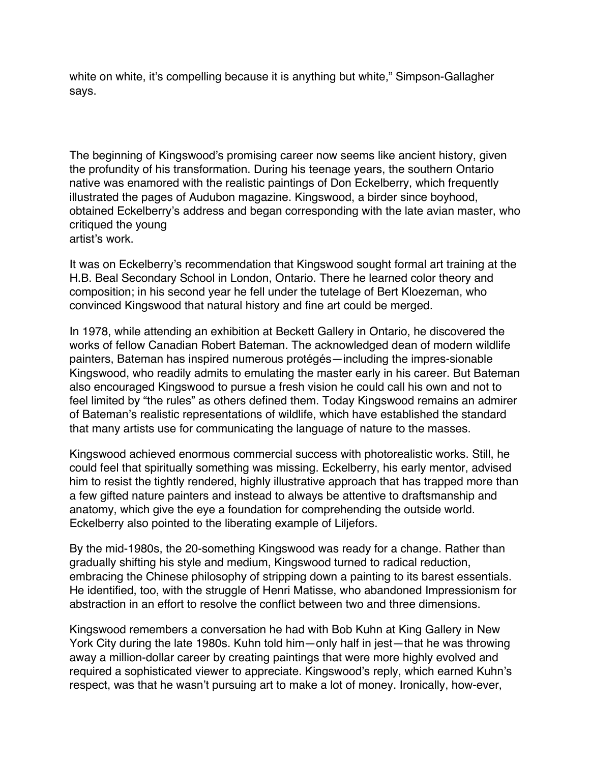white on white, it's compelling because it is anything but white," Simpson-Gallagher says.

The beginning of Kingswood's promising career now seems like ancient history, given the profundity of his transformation. During his teenage years, the southern Ontario native was enamored with the realistic paintings of Don Eckelberry, which frequently illustrated the pages of Audubon magazine. Kingswood, a birder since boyhood, obtained Eckelberry's address and began corresponding with the late avian master, who critiqued the young artist's work.

It was on Eckelberry's recommendation that Kingswood sought formal art training at the H.B. Beal Secondary School in London, Ontario. There he learned color theory and composition; in his second year he fell under the tutelage of Bert Kloezeman, who convinced Kingswood that natural history and fine art could be merged.

In 1978, while attending an exhibition at Beckett Gallery in Ontario, he discovered the works of fellow Canadian Robert Bateman. The acknowledged dean of modern wildlife painters, Bateman has inspired numerous protégés—including the impres-sionable Kingswood, who readily admits to emulating the master early in his career. But Bateman also encouraged Kingswood to pursue a fresh vision he could call his own and not to feel limited by "the rules" as others defined them. Today Kingswood remains an admirer of Bateman's realistic representations of wildlife, which have established the standard that many artists use for communicating the language of nature to the masses.

Kingswood achieved enormous commercial success with photorealistic works. Still, he could feel that spiritually something was missing. Eckelberry, his early mentor, advised him to resist the tightly rendered, highly illustrative approach that has trapped more than a few gifted nature painters and instead to always be attentive to draftsmanship and anatomy, which give the eye a foundation for comprehending the outside world. Eckelberry also pointed to the liberating example of Liljefors.

By the mid-1980s, the 20-something Kingswood was ready for a change. Rather than gradually shifting his style and medium, Kingswood turned to radical reduction, embracing the Chinese philosophy of stripping down a painting to its barest essentials. He identified, too, with the struggle of Henri Matisse, who abandoned Impressionism for abstraction in an effort to resolve the conflict between two and three dimensions.

Kingswood remembers a conversation he had with Bob Kuhn at King Gallery in New York City during the late 1980s. Kuhn told him—only half in jest—that he was throwing away a million-dollar career by creating paintings that were more highly evolved and required a sophisticated viewer to appreciate. Kingswood's reply, which earned Kuhn's respect, was that he wasn't pursuing art to make a lot of money. Ironically, how-ever,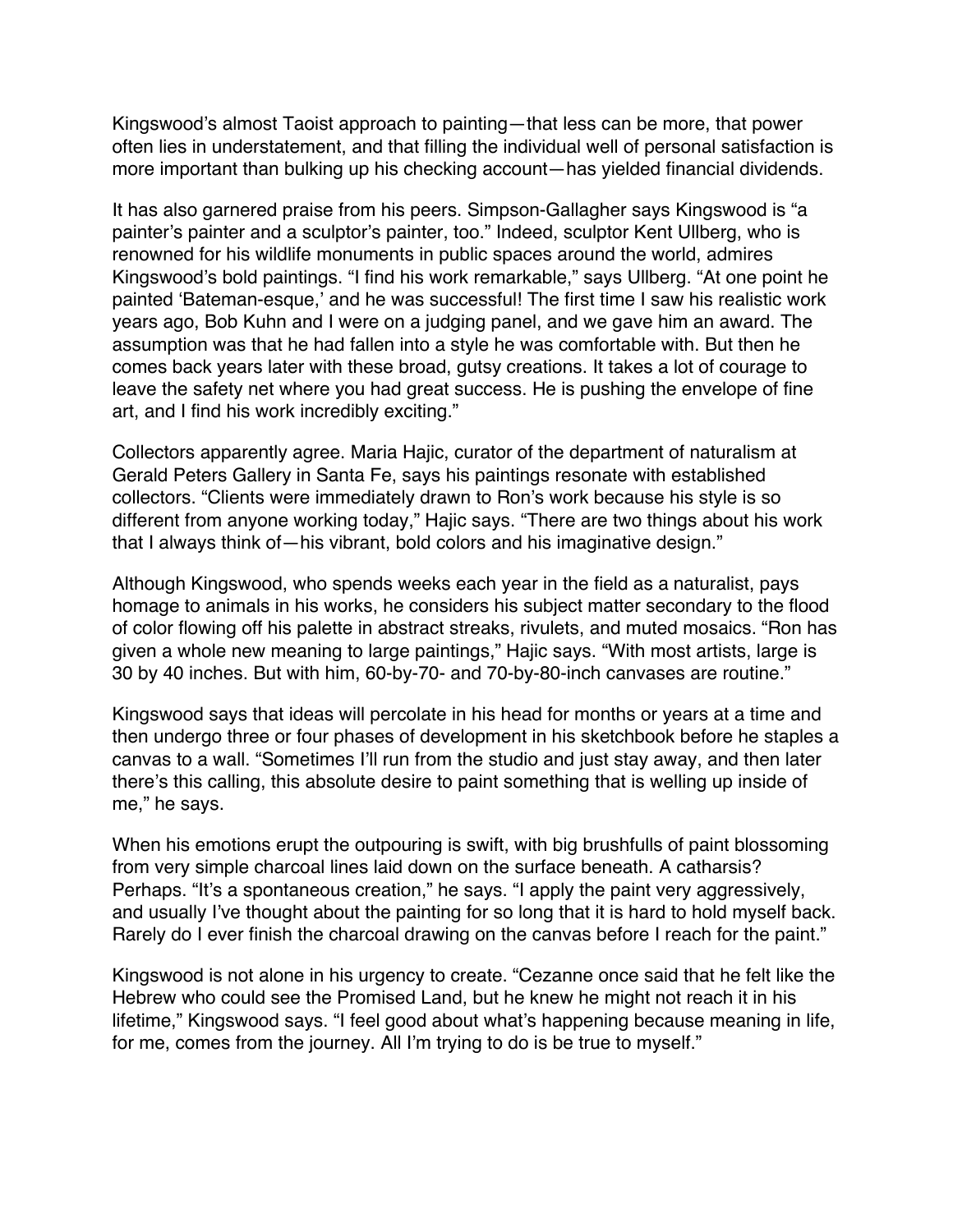Kingswood's almost Taoist approach to painting—that less can be more, that power often lies in understatement, and that filling the individual well of personal satisfaction is more important than bulking up his checking account—has yielded financial dividends.

It has also garnered praise from his peers. Simpson-Gallagher says Kingswood is "a painter's painter and a sculptor's painter, too." Indeed, sculptor Kent Ullberg, who is renowned for his wildlife monuments in public spaces around the world, admires Kingswood's bold paintings. "I find his work remarkable," says Ullberg. "At one point he painted 'Bateman-esque,' and he was successful! The first time I saw his realistic work years ago, Bob Kuhn and I were on a judging panel, and we gave him an award. The assumption was that he had fallen into a style he was comfortable with. But then he comes back years later with these broad, gutsy creations. It takes a lot of courage to leave the safety net where you had great success. He is pushing the envelope of fine art, and I find his work incredibly exciting."

Collectors apparently agree. Maria Hajic, curator of the department of naturalism at Gerald Peters Gallery in Santa Fe, says his paintings resonate with established collectors. "Clients were immediately drawn to Ron's work because his style is so different from anyone working today," Hajic says. "There are two things about his work that I always think of—his vibrant, bold colors and his imaginative design."

Although Kingswood, who spends weeks each year in the field as a naturalist, pays homage to animals in his works, he considers his subject matter secondary to the flood of color flowing off his palette in abstract streaks, rivulets, and muted mosaics. "Ron has given a whole new meaning to large paintings," Hajic says. "With most artists, large is 30 by 40 inches. But with him, 60-by-70- and 70-by-80-inch canvases are routine."

Kingswood says that ideas will percolate in his head for months or years at a time and then undergo three or four phases of development in his sketchbook before he staples a canvas to a wall. "Sometimes I'll run from the studio and just stay away, and then later there's this calling, this absolute desire to paint something that is welling up inside of me," he says.

When his emotions erupt the outpouring is swift, with big brushfulls of paint blossoming from very simple charcoal lines laid down on the surface beneath. A catharsis? Perhaps. "It's a spontaneous creation," he says. "I apply the paint very aggressively, and usually I've thought about the painting for so long that it is hard to hold myself back. Rarely do I ever finish the charcoal drawing on the canvas before I reach for the paint."

Kingswood is not alone in his urgency to create. "Cezanne once said that he felt like the Hebrew who could see the Promised Land, but he knew he might not reach it in his lifetime," Kingswood says. "I feel good about what's happening because meaning in life, for me, comes from the journey. All I'm trying to do is be true to myself."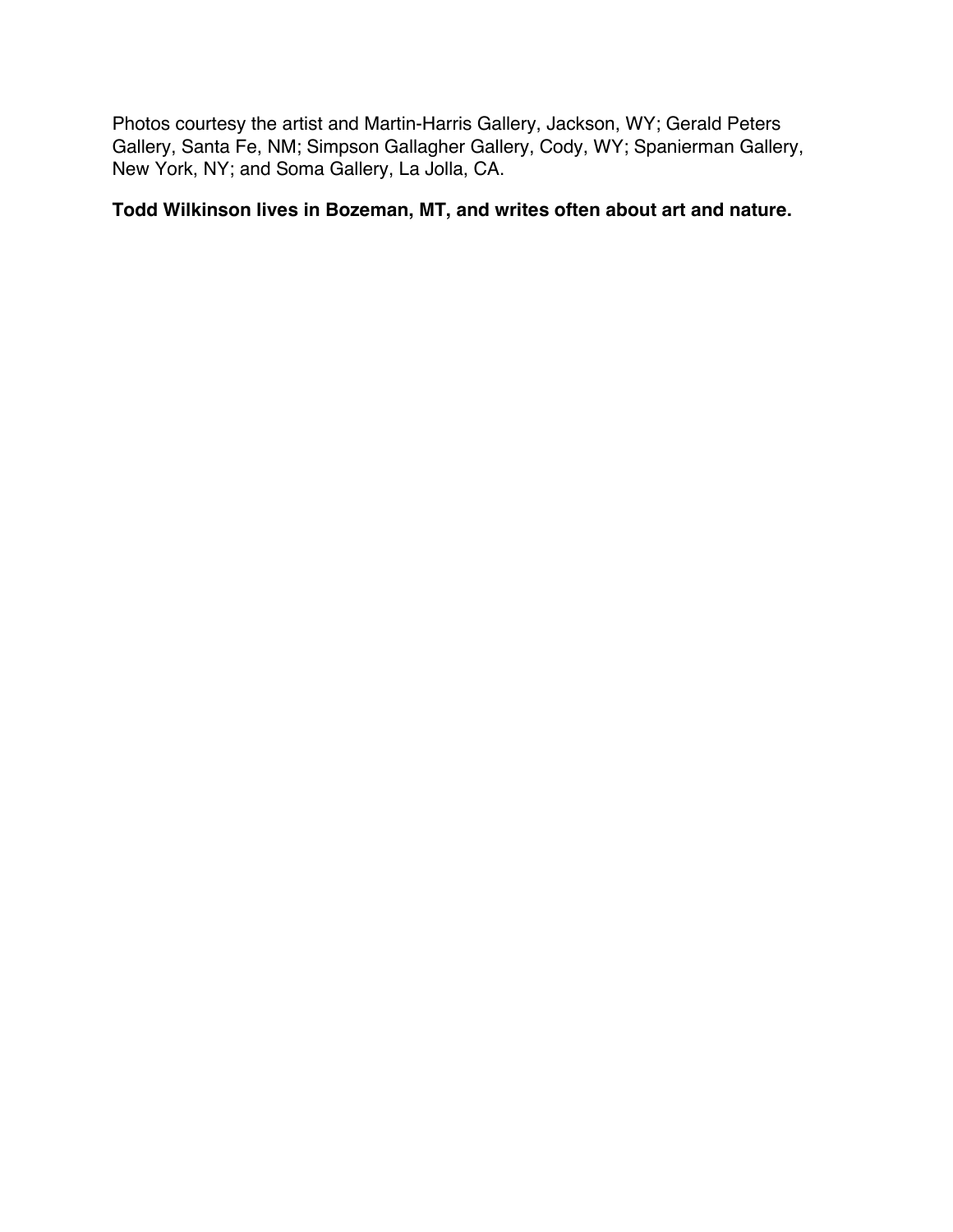Photos courtesy the artist and Martin-Harris Gallery, Jackson, WY; Gerald Peters Gallery, Santa Fe, NM; Simpson Gallagher Gallery, Cody, WY; Spanierman Gallery, New York, NY; and Soma Gallery, La Jolla, CA.

**Todd Wilkinson lives in Bozeman, MT, and writes often about art and nature.**